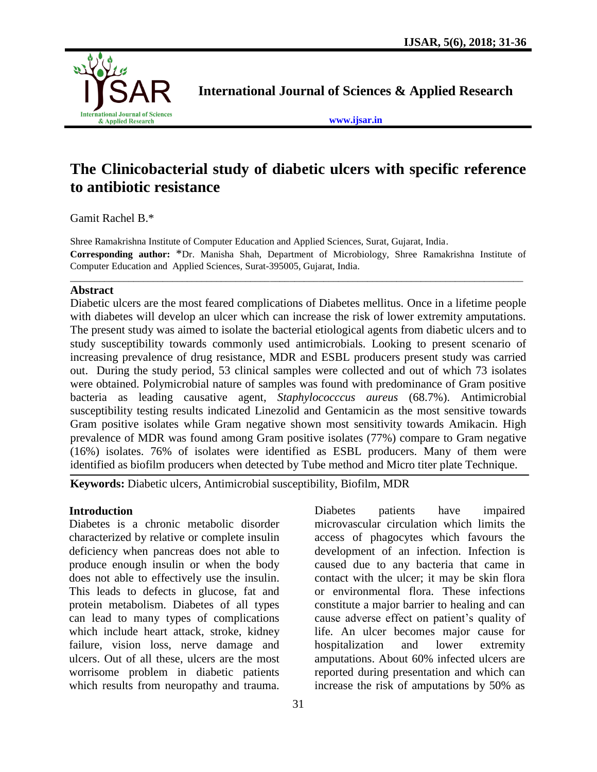# The Clinicobacterial study of diabetic ulcers with specific reference to antibiotic resistance

Gamit Rachel B.*

Shree Ramakrishna Institute of Computer Education and Applied Sciences, Surat, Gujarat, India.

**Corresponding author:** *Dr. Manisha Shah, Department of Microbiology, Shree Ramakrishna Institute of Computer Education and Applied Sciences, Surat-395005, Gujarat, India.

## Abstract

Diabetic ulcers are the most feared complications of Diabetes mellitus. Once in a lifetime people with diabetes will develop an ulcer which can increase the risk of lower extremity amputations. The present study was aimed to isolate the bacterial etiological agents from diabetic ulcers and to study susceptibility towards commonly used antimicrobials. Looking to present scenario of increasing prevalence of drug resistance, MDR and ESBL producers present study was carried out. During the study period, 53 clinical samples were collected and out of which 73 isolates were obtained. Polymicrobial nature of samples was found with predominance of Gram positive bacteria as leading causative agent, *Staphylococccus aureus* (68.7%). Antimicrobial susceptibility testing results indicated Linezolid and Gentamicin as the most sensitive towards Gram positive isolates while Gram negative shown most sensitivity towards Amikacin. High prevalence of MDR was found among Gram positive isolates (77%) compare to Gram negative (16%) isolates. 76% of isolates were identified as ESBL producers. Many of them were identified as biofilm producers when detected by Tube method and Micro titer plate Technique.

**Keywords:** Diabetic ulcers, Antimicrobial susceptibility, Biofilm, MDR

## Introduction

Diabetes is a chronic metabolic disorder characterized by relative or complete insulin deficiency when pancreas does not able to produce enough insulin or when the body does not able to effectively use the insulin. This leads to defects in glucose, fat and protein metabolism. Diabetes of all types can lead to many types of complications which include heart attack, stroke, kidney failure, vision loss, nerve damage and ulcers. Out of all these, ulcers are the most worrisome problem in diabetic patients which results from neuropathy and trauma. Diabetes patients have impaired microvascular circulation which limits the access of phagocytes which favours the development of an infection. Infection is caused due to any bacteria that came in contact with the ulcer; it may be skin flora or environmental flora. These infections constitute a major barrier to healing and can cause adverse effect on patient's quality of life. An ulcer becomes major cause for hospitalization and lower extremity amputations. About 60% infected ulcers are reported during presentation and which can increase the risk of amputations by 50% as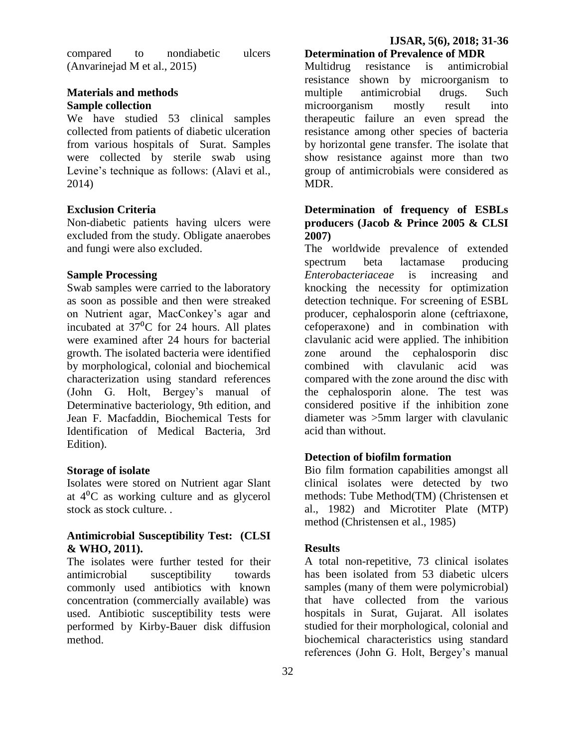compared to nondiabetic ulcers (Anvarinejad M et al., 2015)

## Materials and methods

### Sample collection

We have studied 53 clinical samples collected from patients of diabetic ulceration from various hospitals of Surat. Samples were collected by sterile swab using Levine's technique as follows: (Alavi et al., 2014)

### Exclusion Criteria

Non-diabetic patients having ulcers were excluded from the study. Obligate anaerobes and fungi were also excluded.

### Sample Processing

Swab samples were carried to the laboratory as soon as possible and then were streaked on Nutrient agar, MacConkey's agar and incubated at $37^0$C for 24 hours. All plates were examined after 24 hours for bacterial growth. The isolated bacteria were identified by morphological, colonial and biochemical characterization using standard references (John G. Holt, Bergey's manual of Determinative bacteriology, 9th edition, and Jean F. Macfaddin, Biochemical Tests for Identification of Medical Bacteria, 3rd Edition).

### Storage of isolate

Isolates were stored on Nutrient agar Slant at $4^0$C as working culture and as glycerol stock as stock culture. .

### Antimicrobial Susceptibility Test: (CLSI & WHO, 2011).

The isolates were further tested for their antimicrobial susceptibility towards commonly used antibiotics with known concentration (commercially available) was used. Antibiotic susceptibility tests were performed by Kirby-Bauer disk diffusion method.

### Determination of Prevalence of MDR

Multidrug resistance is antimicrobial resistance shown by microorganism to multiple antimicrobial drugs. Such microorganism mostly result into therapeutic failure an even spread the resistance among other species of bacteria by horizontal gene transfer. The isolate that show resistance against more than two group of antimicrobials were considered as MDR.

### Determination of frequency of ESBLs producers (Jacob & Prince 2005 & CLSI 2007)

The worldwide prevalence of extended spectrum beta lactamase producing *Enterobacteriaceae* is increasing and knocking the necessity for optimization detection technique. For screening of ESBL producer, cephalosporin alone (ceftriaxone, cefoperaxone) and in combination with clavulanic acid were applied. The inhibition zone around the cephalosporin disc combined with clavulanic acid was compared with the zone around the disc with the cephalosporin alone. The test was considered positive if the inhibition zone diameter was >5mm larger with clavulanic acid than without.

### Detection of biofilm formation

Bio film formation capabilities amongst all clinical isolates were detected by two methods: Tube Method(TM) (Christensen et al., 1982) and Microtiter Plate (MTP) method (Christensen et al., 1985)

## Results

A total non-repetitive, 73 clinical isolates has been isolated from 53 diabetic ulcers samples (many of them were polymicrobial) that have collected from the various hospitals in Surat, Gujarat. All isolates studied for their morphological, colonial and biochemical characteristics using standard references (John G. Holt, Bergey's manual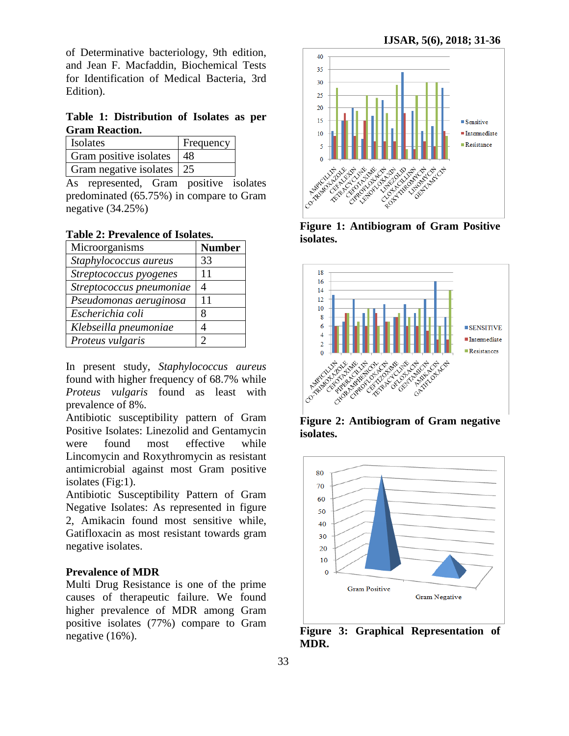of Determinative bacteriology, 9th edition, and Jean F. Macfaddin, Biochemical Tests for Identification of Medical Bacteria, 3rd Edition).

**Table 1: Distribution of Isolates as per Gram Reaction.**

| Isolates | Frequency |
|---|---|
| Gram positive isolates | 48 |
| Gram negative isolates | 25 |

As represented, Gram positive isolates predominated (65.75%) in compare to Gram negative (34.25%)

**Table 2: Prevalence of Isolates.**

| Microorganisms | **Number** |
|---|---|
| *Staphylococcus aureus* | 33 |
| *Streptococcus pyogenes* | 11 |
| *Streptococcus pneumoniae* | 4 |
| *Pseudomonas aeruginosa* | 11 |
| *Escherichia coli* | 8 |
| *Klebseilla pneumoniae* | 4 |
| *Proteus vulgaris* | 2 |

In present study, *Staphylococcus aureus* found with higher frequency of 68.7% while *Proteus vulgaris* found as least with prevalence of 8%.

Antibiotic susceptibility pattern of Gram Positive Isolates: Linezolid and Gentamycin were found most effective while Lincomycin and Roxythromycin as resistant antimicrobial against most Gram positive isolates (Fig:1).

Antibiotic Susceptibility Pattern of Gram Negative Isolates: As represented in figure 2, Amikacin found most sensitive while, Gatifloxacin as most resistant towards gram negative isolates.

**Prevalence of MDR**

Multi Drug Resistance is one of the prime causes of therapeutic failure. We found higher prevalence of MDR among Gram positive isolates (77%) compare to Gram negative (16%).

**Figure 1: Antibiogram of Gram Positive isolates.**

**Figure 2: Antibiogram of Gram negative isolates.**

**Figure 3: Graphical Representation of MDR.**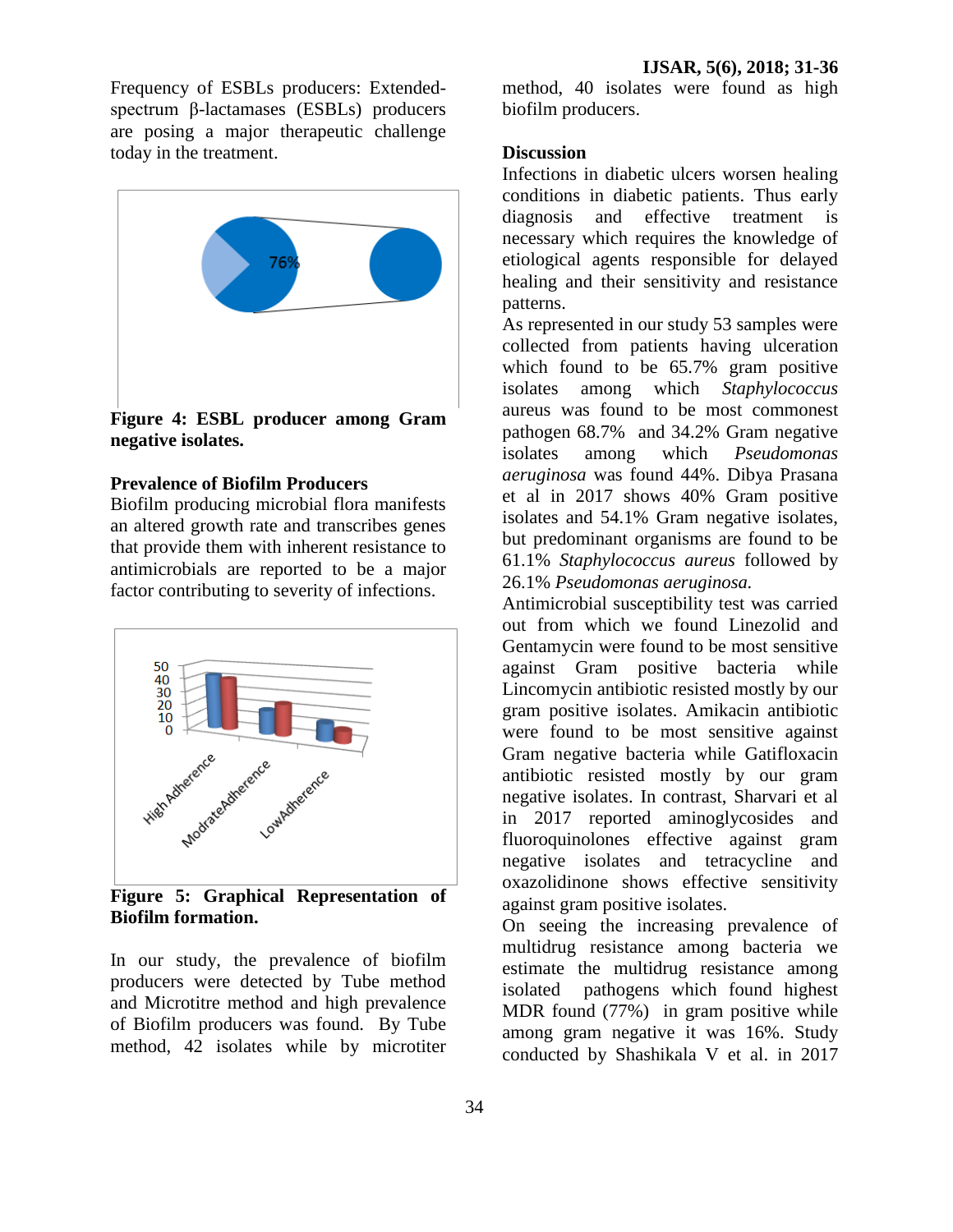Frequency of ESBLs producers: Extended-spectrum β-lactamases (ESBLs) producers are posing a major therapeutic challenge today in the treatment.

**Figure 4: ESBL producer among Gram negative isolates.**

**Prevalence of Biofilm Producers**

Biofilm producing microbial flora manifests an altered growth rate and transcribes genes that provide them with inherent resistance to antimicrobials are reported to be a major factor contributing to severity of infections.

**Figure 5: Graphical Representation of Biofilm formation.**

In our study, the prevalence of biofilm producers were detected by Tube method and Microtitre method and high prevalence of Biofilm producers was found. By Tube method, 42 isolates while by microtiter method, 40 isolates were found as high biofilm producers.

**Discussion**

Infections in diabetic ulcers worsen healing conditions in diabetic patients. Thus early diagnosis and effective treatment is necessary which requires the knowledge of etiological agents responsible for delayed healing and their sensitivity and resistance patterns.

As represented in our study 53 samples were collected from patients having ulceration which found to be 65.7% gram positive isolates among which *Staphylococcus* aureus was found to be most commonest pathogen 68.7% and 34.2% Gram negative isolates among which *Pseudomonas aeruginosa* was found 44%. Dibya Prasana et al in 2017 shows 40% Gram positive isolates and 54.1% Gram negative isolates, but predominant organisms are found to be 61.1% *Staphylococcus aureus* followed by 26.1% *Pseudomonas aeruginosa.*

Antimicrobial susceptibility test was carried out from which we found Linezolid and Gentamycin were found to be most sensitive against Gram positive bacteria while Lincomycin antibiotic resisted mostly by our gram positive isolates. Amikacin antibiotic were found to be most sensitive against Gram negative bacteria while Gatifloxacin antibiotic resisted mostly by our gram negative isolates. In contrast, Sharvari et al in 2017 reported aminoglycosides and fluoroquinolones effective against gram negative isolates and tetracycline and oxazolidinone shows effective sensitivity against gram positive isolates.

On seeing the increasing prevalence of multidrug resistance among bacteria we estimate the multidrug resistance among isolated pathogens which found highest MDR found (77%) in gram positive while among gram negative it was 16%. Study conducted by Shashikala V et al. in 2017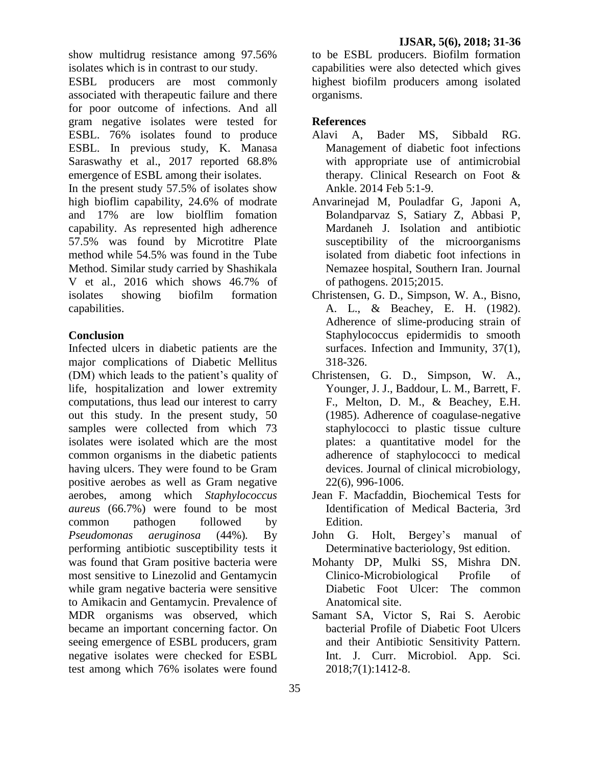show multidrug resistance among 97.56% isolates which is in contrast to our study.

ESBL producers are most commonly associated with therapeutic failure and there for poor outcome of infections. And all gram negative isolates were tested for ESBL. 76% isolates found to produce ESBL. In previous study, K. Manasa Saraswathy et al., 2017 reported 68.8% emergence of ESBL among their isolates.

In the present study 57.5% of isolates show high bioflim capability, 24.6% of modrate and 17% are low biolflim fomation capability. As represented high adherence 57.5% was found by Microtitre Plate method while 54.5% was found in the Tube Method. Similar study carried by Shashikala V et al., 2016 which shows 46.7% of isolates showing biofilm formation capabilities.

## Conclusion

Infected ulcers in diabetic patients are the major complications of Diabetic Mellitus (DM) which leads to the patient's quality of life, hospitalization and lower extremity computations, thus lead our interest to carry out this study. In the present study, 50 samples were collected from which 73 isolates were isolated which are the most common organisms in the diabetic patients having ulcers. They were found to be Gram positive aerobes as well as Gram negative aerobes, among which *Staphylococcus aureus* (66.7%) were found to be most common pathogen followed by *Pseudomonas aeruginosa* (44%). By performing antibiotic susceptibility tests it was found that Gram positive bacteria were most sensitive to Linezolid and Gentamycin while gram negative bacteria were sensitive to Amikacin and Gentamycin. Prevalence of MDR organisms was observed, which became an important concerning factor. On seeing emergence of ESBL producers, gram negative isolates were checked for ESBL test among which 76% isolates were found to be ESBL producers. Biofilm formation capabilities were also detected which gives highest biofilm producers among isolated organisms.

## References

- Alavi A, Bader MS, Sibbald RG. Management of diabetic foot infections with appropriate use of antimicrobial therapy. Clinical Research on Foot & Ankle. 2014 Feb 5:1-9.
- Anvarinejad M, Pouladfar G, Japoni A, Bolandparvaz S, Satiary Z, Abbasi P, Mardaneh J. Isolation and antibiotic susceptibility of the microorganisms isolated from diabetic foot infections in Nemazee hospital, Southern Iran. Journal of pathogens. 2015;2015.
- Christensen, G. D., Simpson, W. A., Bisno, A. L., & Beachey, E. H. (1982). Adherence of slime-producing strain of Staphylococcus epidermidis to smooth surfaces. Infection and Immunity, 37(1), 318-326.
- Christensen, G. D., Simpson, W. A., Younger, J. J., Baddour, L. M., Barrett, F. F., Melton, D. M., & Beachey, E.H. (1985). Adherence of coagulase-negative staphylococci to plastic tissue culture plates: a quantitative model for the adherence of staphylococci to medical devices. Journal of clinical microbiology, 22(6), 996-1006.
- Jean F. Macfaddin, Biochemical Tests for Identification of Medical Bacteria, 3rd Edition.
- John G. Holt, Bergey's manual of Determinative bacteriology, 9st edition.
- Mohanty DP, Mulki SS, Mishra DN. Clinico-Microbiological Profile of Diabetic Foot Ulcer: The common Anatomical site.
- Samant SA, Victor S, Rai S. Aerobic bacterial Profile of Diabetic Foot Ulcers and their Antibiotic Sensitivity Pattern. Int. J. Curr. Microbiol. App. Sci. 2018;7(1):1412-8.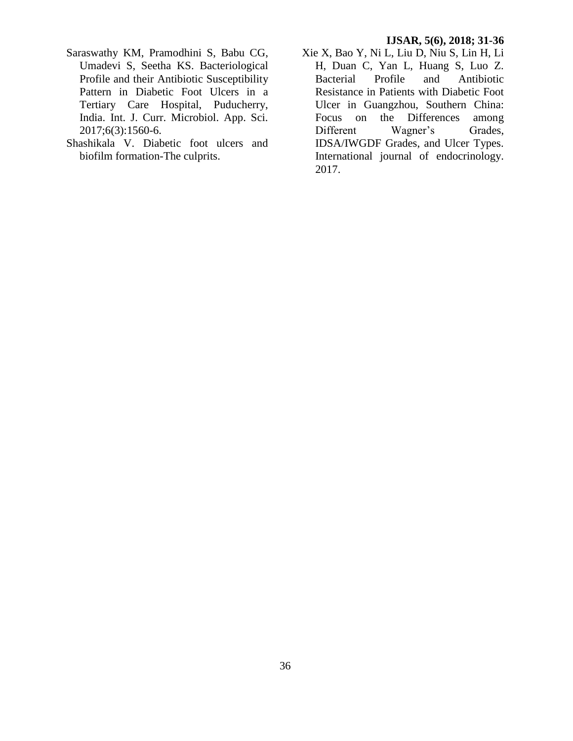Saraswathy KM, Pramodhini S, Babu CG, Umadevi S, Seetha KS. Bacteriological Profile and their Antibiotic Susceptibility Pattern in Diabetic Foot Ulcers in a Tertiary Care Hospital, Puducherry, India. Int. J. Curr. Microbiol. App. Sci. 2017;6(3):1560-6.

Shashikala V. Diabetic foot ulcers and biofilm formation-The culprits.

Xie X, Bao Y, Ni L, Liu D, Niu S, Lin H, Li H, Duan C, Yan L, Huang S, Luo Z. Bacterial Profile and Antibiotic Resistance in Patients with Diabetic Foot Ulcer in Guangzhou, Southern China: Focus on the Differences among Different Wagner's Grades, IDSA/IWGDF Grades, and Ulcer Types. International journal of endocrinology. 2017.